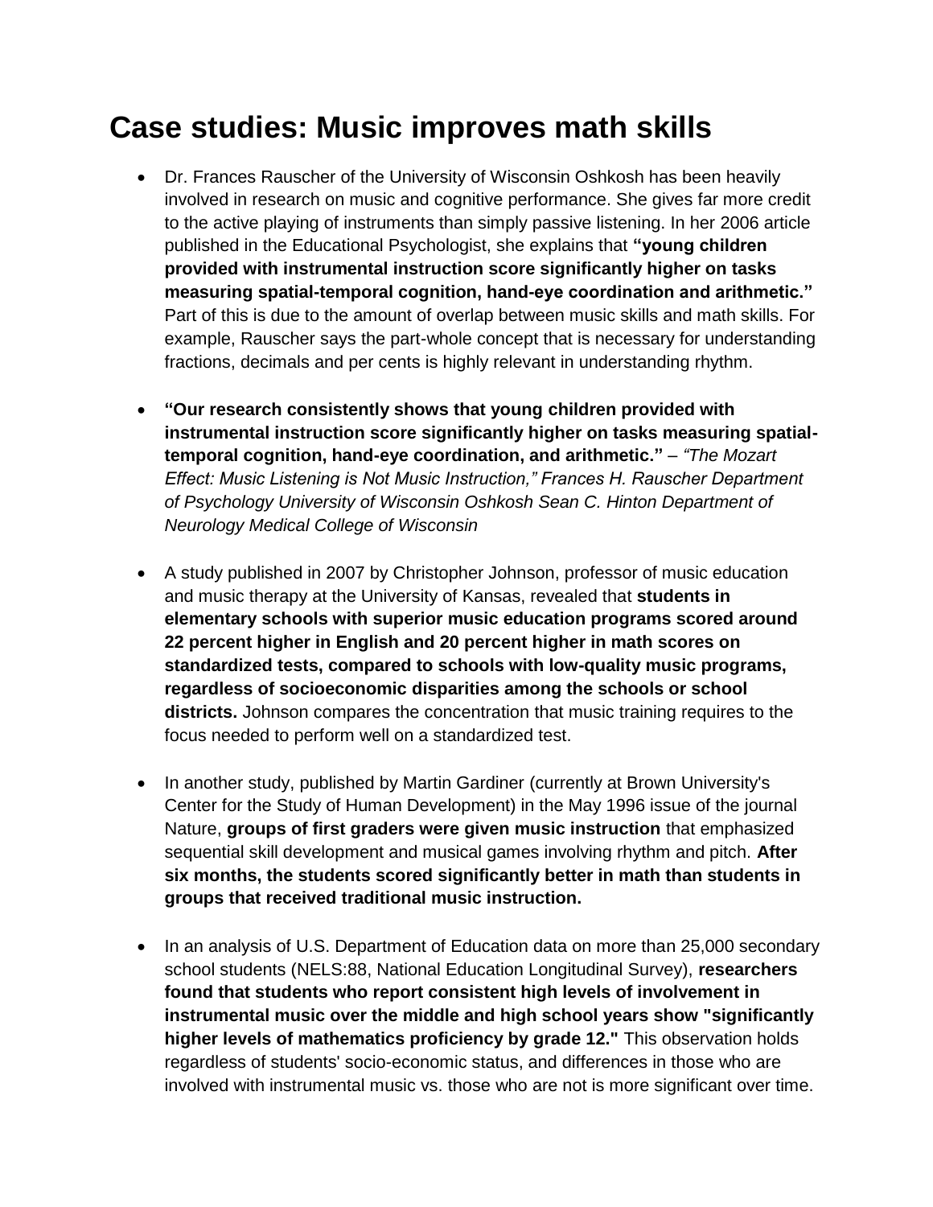# Case studies: Music improves math skills

- Dr. Frances Rauscher of the University of Wisconsin Oshkosh has been heavily involved in research on music and cognitive performance. She gives far more credit to the active playing of instruments than simply passive listening. In her 2006 article published in the Educational Psychologist, she explains that **"young children provided with instrumental instruction score significantly higher on tasks measuring spatial-temporal cognition, hand-eye coordination and arithmetic."** Part of this is due to the amount of overlap between music skills and math skills. For example, Rauscher says the part-whole concept that is necessary for understanding fractions, decimals and per cents is highly relevant in understanding rhythm.

- **"Our research consistently shows that young children provided with instrumental instruction score significantly higher on tasks measuring spatial-temporal cognition, hand-eye coordination, and arithmetic."** – *"The Mozart Effect: Music Listening is Not Music Instruction," Frances H. Rauscher Department of Psychology University of Wisconsin Oshkosh Sean C. Hinton Department of Neurology Medical College of Wisconsin*

- A study published in 2007 by Christopher Johnson, professor of music education and music therapy at the University of Kansas, revealed that **students in elementary schools with superior music education programs scored around 22 percent higher in English and 20 percent higher in math scores on standardized tests, compared to schools with low-quality music programs, regardless of socioeconomic disparities among the schools or school districts.** Johnson compares the concentration that music training requires to the focus needed to perform well on a standardized test.

- In another study, published by Martin Gardiner (currently at Brown University's Center for the Study of Human Development) in the May 1996 issue of the journal Nature, **groups of first graders were given music instruction** that emphasized sequential skill development and musical games involving rhythm and pitch. **After six months, the students scored significantly better in math than students in groups that received traditional music instruction.**

- In an analysis of U.S. Department of Education data on more than 25,000 secondary school students (NELS:88, National Education Longitudinal Survey), **researchers found that students who report consistent high levels of involvement in instrumental music over the middle and high school years show "significantly higher levels of mathematics proficiency by grade 12."** This observation holds regardless of students' socio-economic status, and differences in those who are involved with instrumental music vs. those who are not is more significant over time.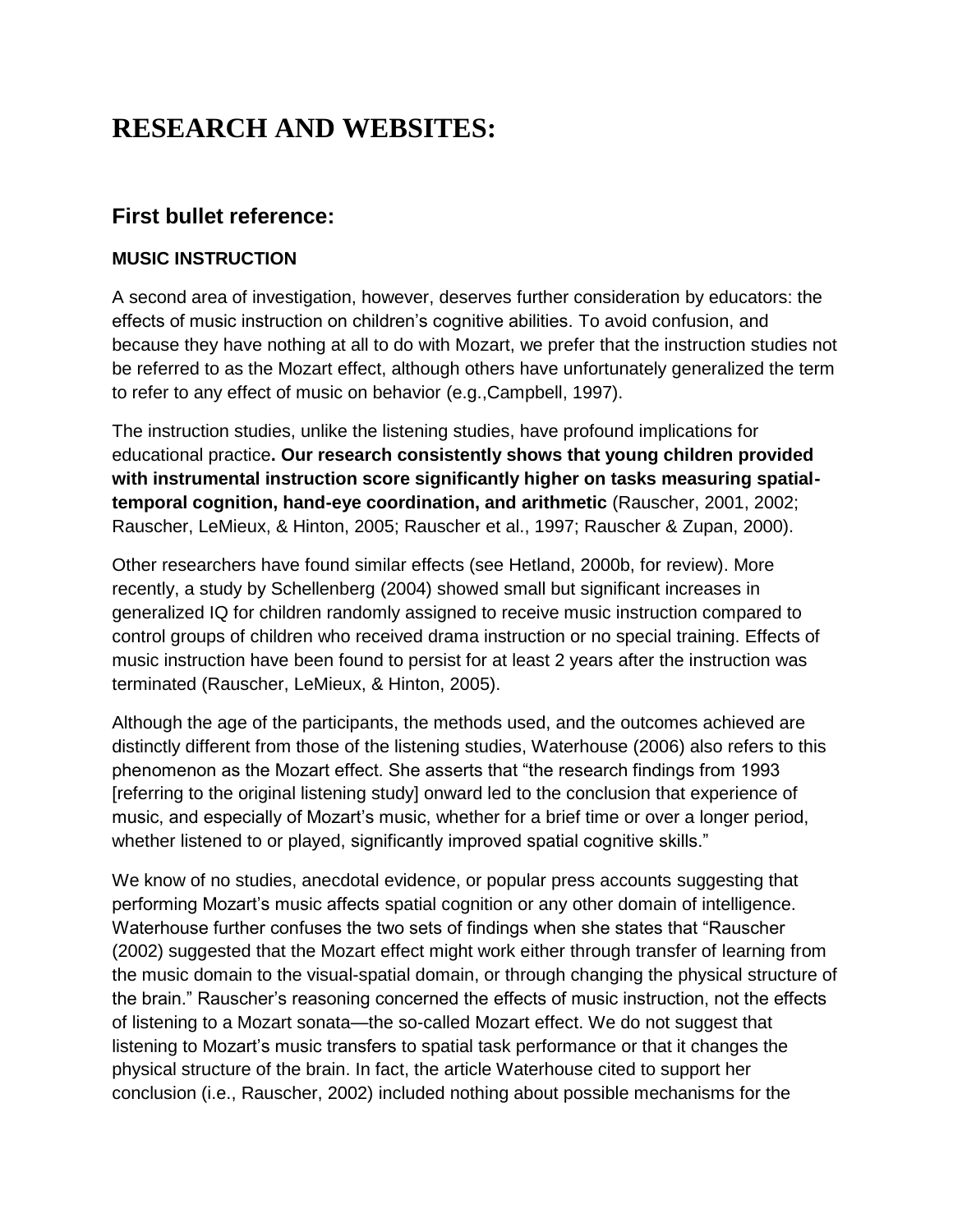# RESEARCH AND WEBSITES:

## First bullet reference:

### MUSIC INSTRUCTION

A second area of investigation, however, deserves further consideration by educators: the effects of music instruction on children's cognitive abilities. To avoid confusion, and because they have nothing at all to do with Mozart, we prefer that the instruction studies not be referred to as the Mozart effect, although others have unfortunately generalized the term to refer to any effect of music on behavior (e.g.,Campbell, 1997).

The instruction studies, unlike the listening studies, have profound implications for educational practice**. Our research consistently shows that young children provided with instrumental instruction score significantly higher on tasks measuring spatial-temporal cognition, hand-eye coordination, and arithmetic** (Rauscher, 2001, 2002; Rauscher, LeMieux, & Hinton, 2005; Rauscher et al., 1997; Rauscher & Zupan, 2000).

Other researchers have found similar effects (see Hetland, 2000b, for review). More recently, a study by Schellenberg (2004) showed small but significant increases in generalized IQ for children randomly assigned to receive music instruction compared to control groups of children who received drama instruction or no special training. Effects of music instruction have been found to persist for at least 2 years after the instruction was terminated (Rauscher, LeMieux, & Hinton, 2005).

Although the age of the participants, the methods used, and the outcomes achieved are distinctly different from those of the listening studies, Waterhouse (2006) also refers to this phenomenon as the Mozart effect. She asserts that "the research findings from 1993 [referring to the original listening study] onward led to the conclusion that experience of music, and especially of Mozart's music, whether for a brief time or over a longer period, whether listened to or played, significantly improved spatial cognitive skills."

We know of no studies, anecdotal evidence, or popular press accounts suggesting that performing Mozart's music affects spatial cognition or any other domain of intelligence. Waterhouse further confuses the two sets of findings when she states that "Rauscher (2002) suggested that the Mozart effect might work either through transfer of learning from the music domain to the visual-spatial domain, or through changing the physical structure of the brain." Rauscher's reasoning concerned the effects of music instruction, not the effects of listening to a Mozart sonata—the so-called Mozart effect. We do not suggest that listening to Mozart's music transfers to spatial task performance or that it changes the physical structure of the brain. In fact, the article Waterhouse cited to support her conclusion (i.e., Rauscher, 2002) included nothing about possible mechanisms for the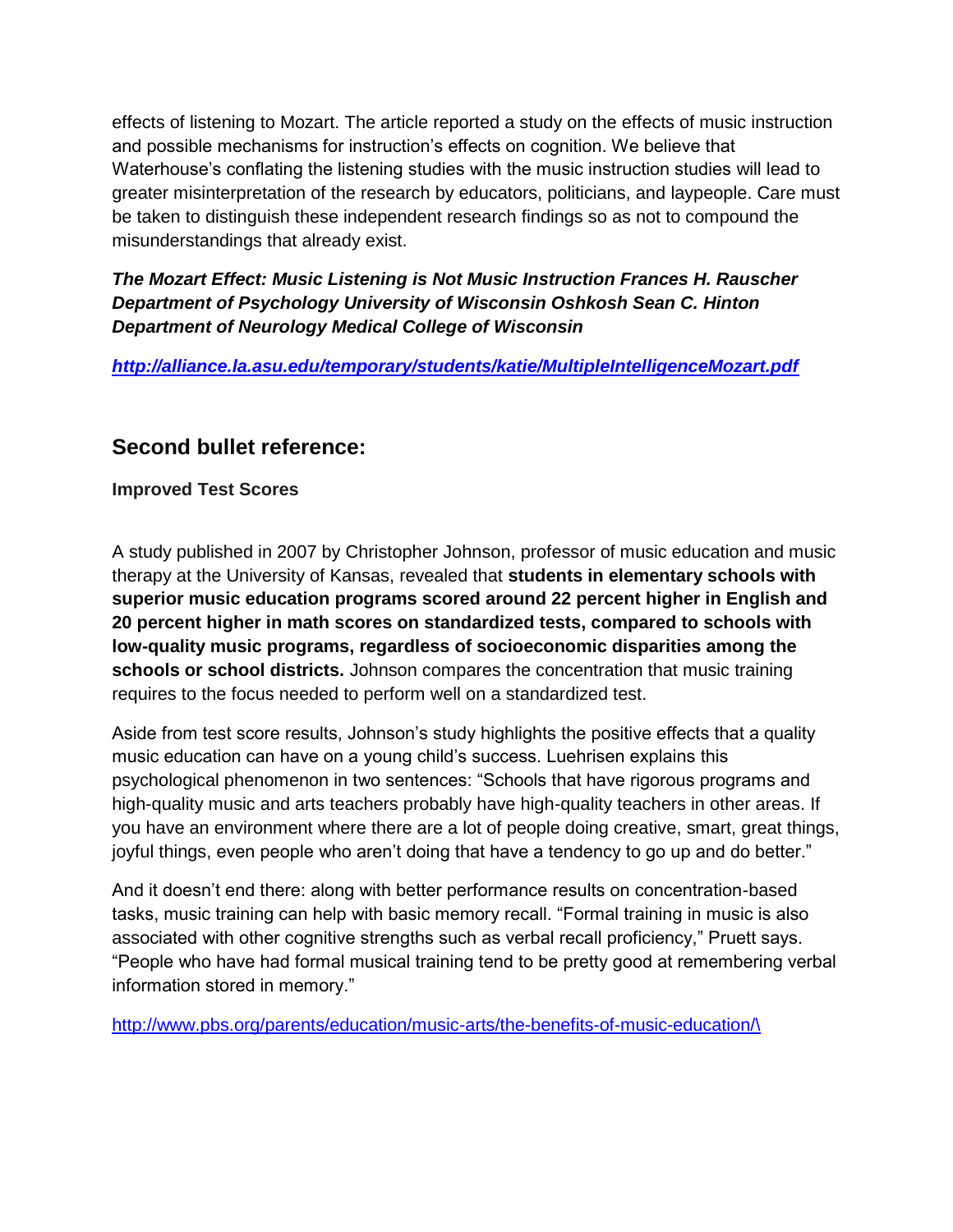effects of listening to Mozart. The article reported a study on the effects of music instruction and possible mechanisms for instruction's effects on cognition. We believe that Waterhouse's conflating the listening studies with the music instruction studies will lead to greater misinterpretation of the research by educators, politicians, and laypeople. Care must be taken to distinguish these independent research findings so as not to compound the misunderstandings that already exist.

***The Mozart Effect: Music Listening is Not Music Instruction Frances H. Rauscher Department of Psychology University of Wisconsin Oshkosh Sean C. Hinton Department of Neurology Medical College of Wisconsin***

***http://alliance.la.asu.edu/temporary/students/katie/MultipleIntelligenceMozart.pdf***

## Second bullet reference:

**Improved Test Scores**

A study published in 2007 by Christopher Johnson, professor of music education and music therapy at the University of Kansas, revealed that **students in elementary schools with superior music education programs scored around 22 percent higher in English and 20 percent higher in math scores on standardized tests, compared to schools with low-quality music programs, regardless of socioeconomic disparities among the schools or school districts.** Johnson compares the concentration that music training requires to the focus needed to perform well on a standardized test.

Aside from test score results, Johnson's study highlights the positive effects that a quality music education can have on a young child's success. Luehrisen explains this psychological phenomenon in two sentences: "Schools that have rigorous programs and high-quality music and arts teachers probably have high-quality teachers in other areas. If you have an environment where there are a lot of people doing creative, smart, great things, joyful things, even people who aren't doing that have a tendency to go up and do better."

And it doesn't end there: along with better performance results on concentration-based tasks, music training can help with basic memory recall. "Formal training in music is also associated with other cognitive strengths such as verbal recall proficiency," Pruett says. "People who have had formal musical training tend to be pretty good at remembering verbal information stored in memory."

http://www.pbs.org/parents/education/music-arts/the-benefits-of-music-education/\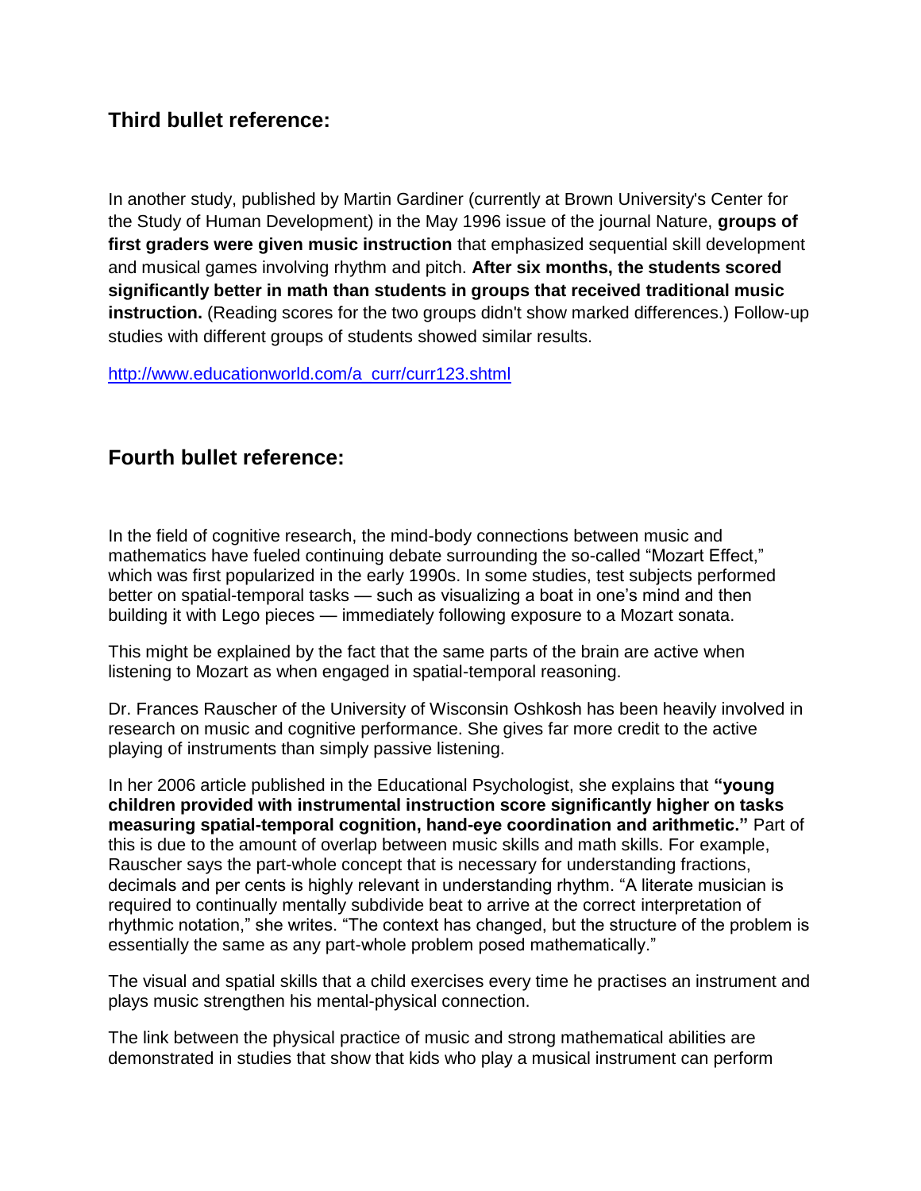## Third bullet reference:

In another study, published by Martin Gardiner (currently at Brown University's Center for the Study of Human Development) in the May 1996 issue of the journal Nature, **groups of first graders were given music instruction** that emphasized sequential skill development and musical games involving rhythm and pitch. **After six months, the students scored significantly better in math than students in groups that received traditional music instruction.** (Reading scores for the two groups didn't show marked differences.) Follow-up studies with different groups of students showed similar results.

http://www.educationworld.com/a_curr/curr123.shtml

## Fourth bullet reference:

In the field of cognitive research, the mind-body connections between music and mathematics have fueled continuing debate surrounding the so-called "Mozart Effect," which was first popularized in the early 1990s. In some studies, test subjects performed better on spatial-temporal tasks — such as visualizing a boat in one's mind and then building it with Lego pieces — immediately following exposure to a Mozart sonata.

This might be explained by the fact that the same parts of the brain are active when listening to Mozart as when engaged in spatial-temporal reasoning.

Dr. Frances Rauscher of the University of Wisconsin Oshkosh has been heavily involved in research on music and cognitive performance. She gives far more credit to the active playing of instruments than simply passive listening.

In her 2006 article published in the Educational Psychologist, she explains that **"young children provided with instrumental instruction score significantly higher on tasks measuring spatial-temporal cognition, hand-eye coordination and arithmetic."** Part of this is due to the amount of overlap between music skills and math skills. For example, Rauscher says the part-whole concept that is necessary for understanding fractions, decimals and per cents is highly relevant in understanding rhythm. "A literate musician is required to continually mentally subdivide beat to arrive at the correct interpretation of rhythmic notation," she writes. "The context has changed, but the structure of the problem is essentially the same as any part-whole problem posed mathematically."

The visual and spatial skills that a child exercises every time he practises an instrument and plays music strengthen his mental-physical connection.

The link between the physical practice of music and strong mathematical abilities are demonstrated in studies that show that kids who play a musical instrument can perform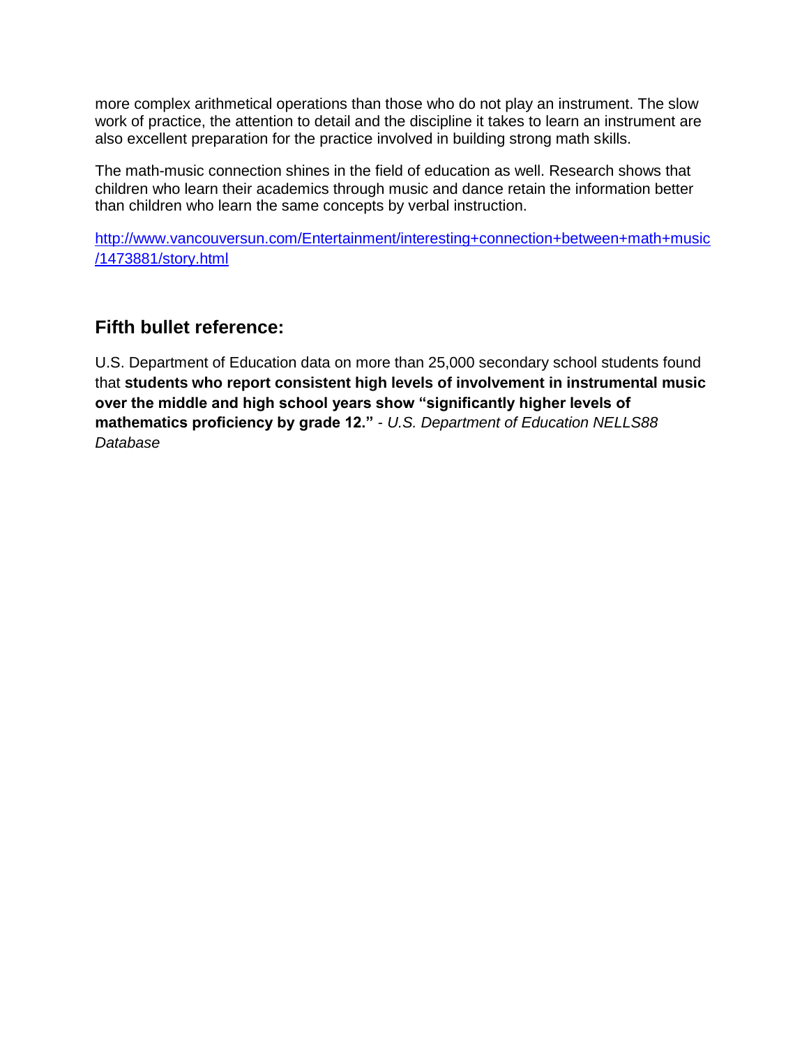more complex arithmetical operations than those who do not play an instrument. The slow work of practice, the attention to detail and the discipline it takes to learn an instrument are also excellent preparation for the practice involved in building strong math skills.

The math-music connection shines in the field of education as well. Research shows that children who learn their academics through music and dance retain the information better than children who learn the same concepts by verbal instruction.

http://www.vancouversun.com/Entertainment/interesting+connection+between+math+music/1473881/story.html

## Fifth bullet reference:

U.S. Department of Education data on more than 25,000 secondary school students found that **students who report consistent high levels of involvement in instrumental music over the middle and high school years show "significantly higher levels of mathematics proficiency by grade 12."** - *U.S. Department of Education NELLS88 Database*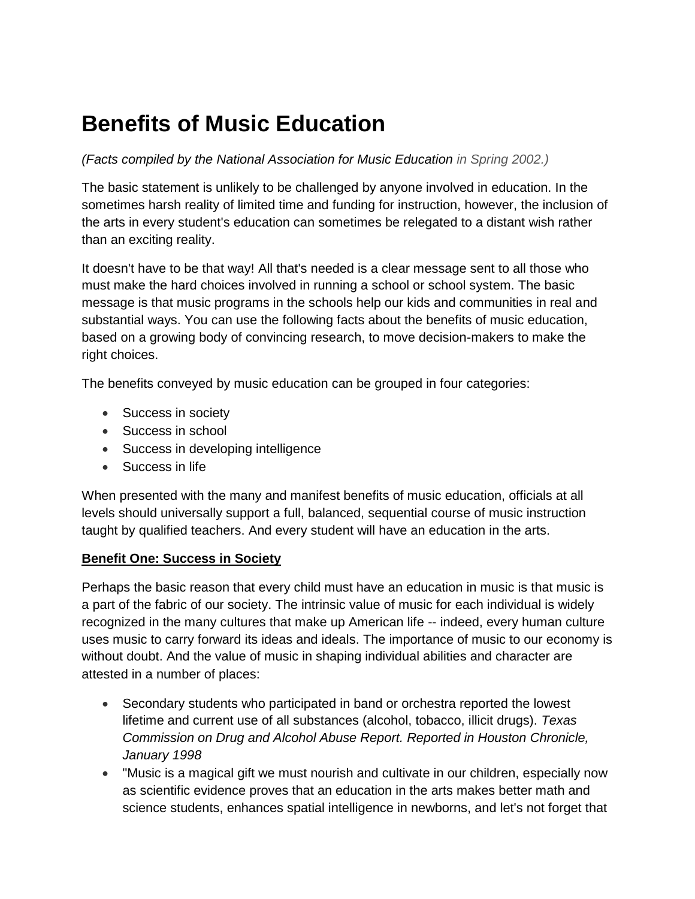# Benefits of Music Education

*(Facts compiled by the National Association for Music Education in Spring 2002.)*

The basic statement is unlikely to be challenged by anyone involved in education. In the sometimes harsh reality of limited time and funding for instruction, however, the inclusion of the arts in every student's education can sometimes be relegated to a distant wish rather than an exciting reality.

It doesn't have to be that way! All that's needed is a clear message sent to all those who must make the hard choices involved in running a school or school system. The basic message is that music programs in the schools help our kids and communities in real and substantial ways. You can use the following facts about the benefits of music education, based on a growing body of convincing research, to move decision-makers to make the right choices.

The benefits conveyed by music education can be grouped in four categories:

- Success in society
- Success in school
- Success in developing intelligence
- Success in life

When presented with the many and manifest benefits of music education, officials at all levels should universally support a full, balanced, sequential course of music instruction taught by qualified teachers. And every student will have an education in the arts.

**Benefit One: Success in Society**

Perhaps the basic reason that every child must have an education in music is that music is a part of the fabric of our society. The intrinsic value of music for each individual is widely recognized in the many cultures that make up American life -- indeed, every human culture uses music to carry forward its ideas and ideals. The importance of music to our economy is without doubt. And the value of music in shaping individual abilities and character are attested in a number of places:

- Secondary students who participated in band or orchestra reported the lowest lifetime and current use of all substances (alcohol, tobacco, illicit drugs). *Texas Commission on Drug and Alcohol Abuse Report. Reported in Houston Chronicle, January 1998*
- "Music is a magical gift we must nourish and cultivate in our children, especially now as scientific evidence proves that an education in the arts makes better math and science students, enhances spatial intelligence in newborns, and let's not forget that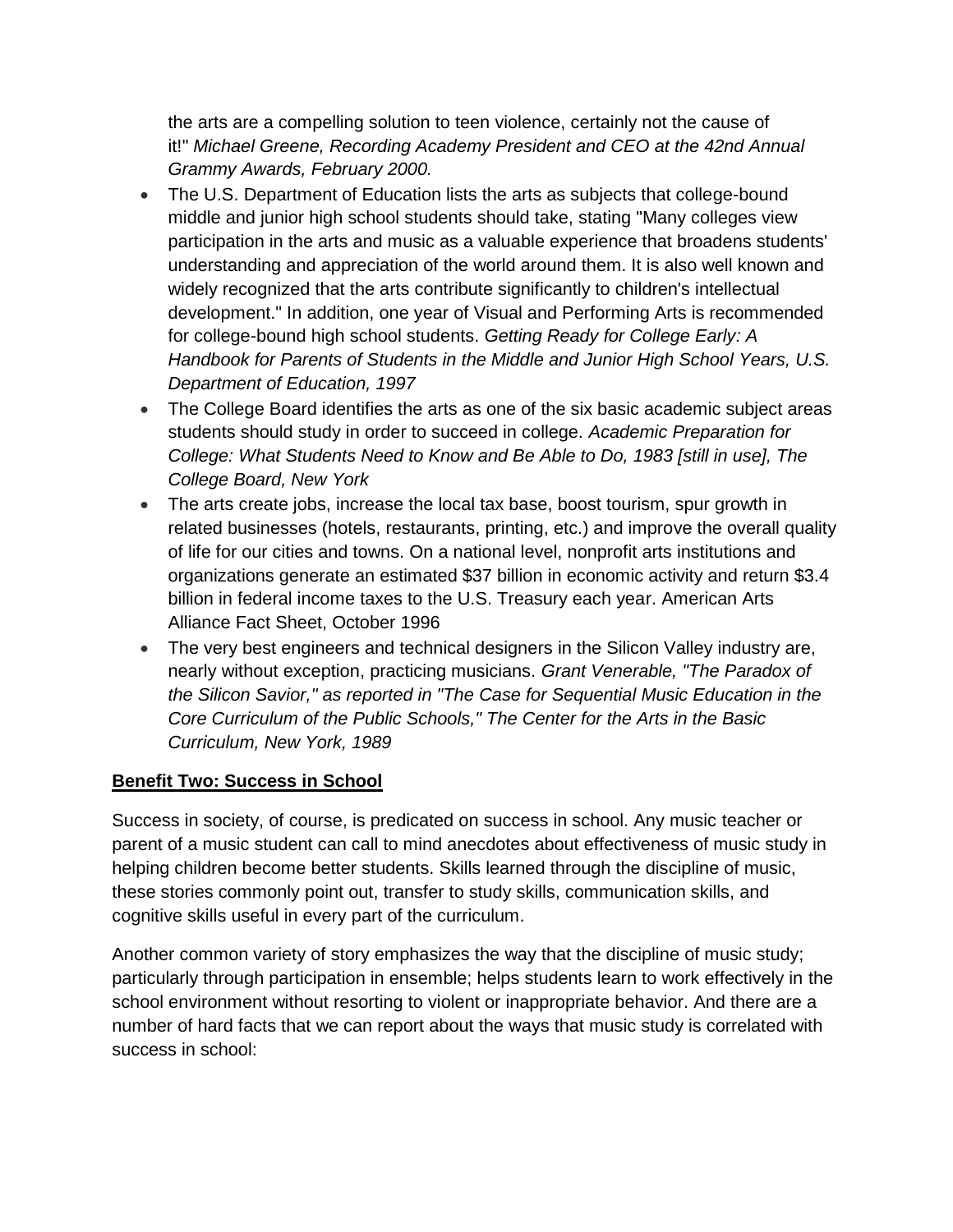the arts are a compelling solution to teen violence, certainly not the cause of it!" *Michael Greene, Recording Academy President and CEO at the 42nd Annual Grammy Awards, February 2000.*

- The U.S. Department of Education lists the arts as subjects that college-bound middle and junior high school students should take, stating "Many colleges view participation in the arts and music as a valuable experience that broadens students' understanding and appreciation of the world around them. It is also well known and widely recognized that the arts contribute significantly to children's intellectual development." In addition, one year of Visual and Performing Arts is recommended for college-bound high school students. *Getting Ready for College Early: A Handbook for Parents of Students in the Middle and Junior High School Years, U.S. Department of Education, 1997*
- The College Board identifies the arts as one of the six basic academic subject areas students should study in order to succeed in college. *Academic Preparation for College: What Students Need to Know and Be Able to Do, 1983 [still in use], The College Board, New York*
- The arts create jobs, increase the local tax base, boost tourism, spur growth in related businesses (hotels, restaurants, printing, etc.) and improve the overall quality of life for our cities and towns. On a national level, nonprofit arts institutions and organizations generate an estimated $37 billion in economic activity and return $3.4 billion in federal income taxes to the U.S. Treasury each year. American Arts Alliance Fact Sheet, October 1996
- The very best engineers and technical designers in the Silicon Valley industry are, nearly without exception, practicing musicians. *Grant Venerable, "The Paradox of the Silicon Savior," as reported in "The Case for Sequential Music Education in the Core Curriculum of the Public Schools," The Center for the Arts in the Basic Curriculum, New York, 1989*

**Benefit Two: Success in School**

Success in society, of course, is predicated on success in school. Any music teacher or parent of a music student can call to mind anecdotes about effectiveness of music study in helping children become better students. Skills learned through the discipline of music, these stories commonly point out, transfer to study skills, communication skills, and cognitive skills useful in every part of the curriculum.

Another common variety of story emphasizes the way that the discipline of music study; particularly through participation in ensemble; helps students learn to work effectively in the school environment without resorting to violent or inappropriate behavior. And there are a number of hard facts that we can report about the ways that music study is correlated with success in school: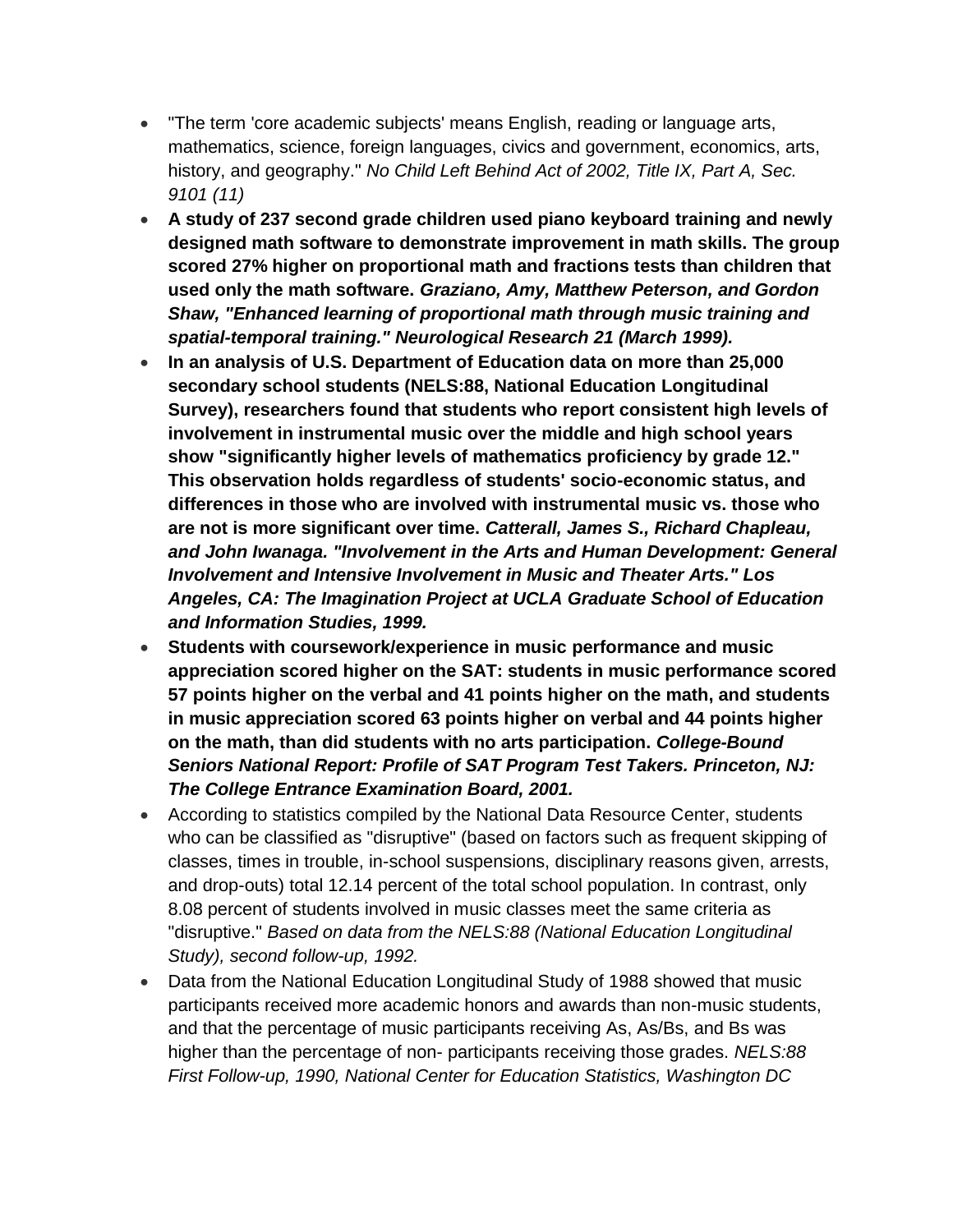- "The term 'core academic subjects' means English, reading or language arts, mathematics, science, foreign languages, civics and government, economics, arts, history, and geography." *No Child Left Behind Act of 2002, Title IX, Part A, Sec. 9101 (11)*
- **A study of 237 second grade children used piano keyboard training and newly designed math software to demonstrate improvement in math skills. The group scored 27% higher on proportional math and fractions tests than children that used only the math software. *Graziano, Amy, Matthew Peterson, and Gordon Shaw, "Enhanced learning of proportional math through music training and spatial-temporal training." Neurological Research 21 (March 1999).***
- **In an analysis of U.S. Department of Education data on more than 25,000 secondary school students (NELS:88, National Education Longitudinal Survey), researchers found that students who report consistent high levels of involvement in instrumental music over the middle and high school years show "significantly higher levels of mathematics proficiency by grade 12." This observation holds regardless of students' socio-economic status, and differences in those who are involved with instrumental music vs. those who are not is more significant over time. *Catterall, James S., Richard Chapleau, and John Iwanaga. "Involvement in the Arts and Human Development: General Involvement and Intensive Involvement in Music and Theater Arts." Los Angeles, CA: The Imagination Project at UCLA Graduate School of Education and Information Studies, 1999.***
- **Students with coursework/experience in music performance and music appreciation scored higher on the SAT: students in music performance scored 57 points higher on the verbal and 41 points higher on the math, and students in music appreciation scored 63 points higher on verbal and 44 points higher on the math, than did students with no arts participation. *College-Bound Seniors National Report: Profile of SAT Program Test Takers. Princeton, NJ: The College Entrance Examination Board, 2001.***
- According to statistics compiled by the National Data Resource Center, students who can be classified as "disruptive" (based on factors such as frequent skipping of classes, times in trouble, in-school suspensions, disciplinary reasons given, arrests, and drop-outs) total 12.14 percent of the total school population. In contrast, only 8.08 percent of students involved in music classes meet the same criteria as "disruptive." *Based on data from the NELS:88 (National Education Longitudinal Study), second follow-up, 1992.*
- Data from the National Education Longitudinal Study of 1988 showed that music participants received more academic honors and awards than non-music students, and that the percentage of music participants receiving As, As/Bs, and Bs was higher than the percentage of non- participants receiving those grades. *NELS:88 First Follow-up, 1990, National Center for Education Statistics, Washington DC*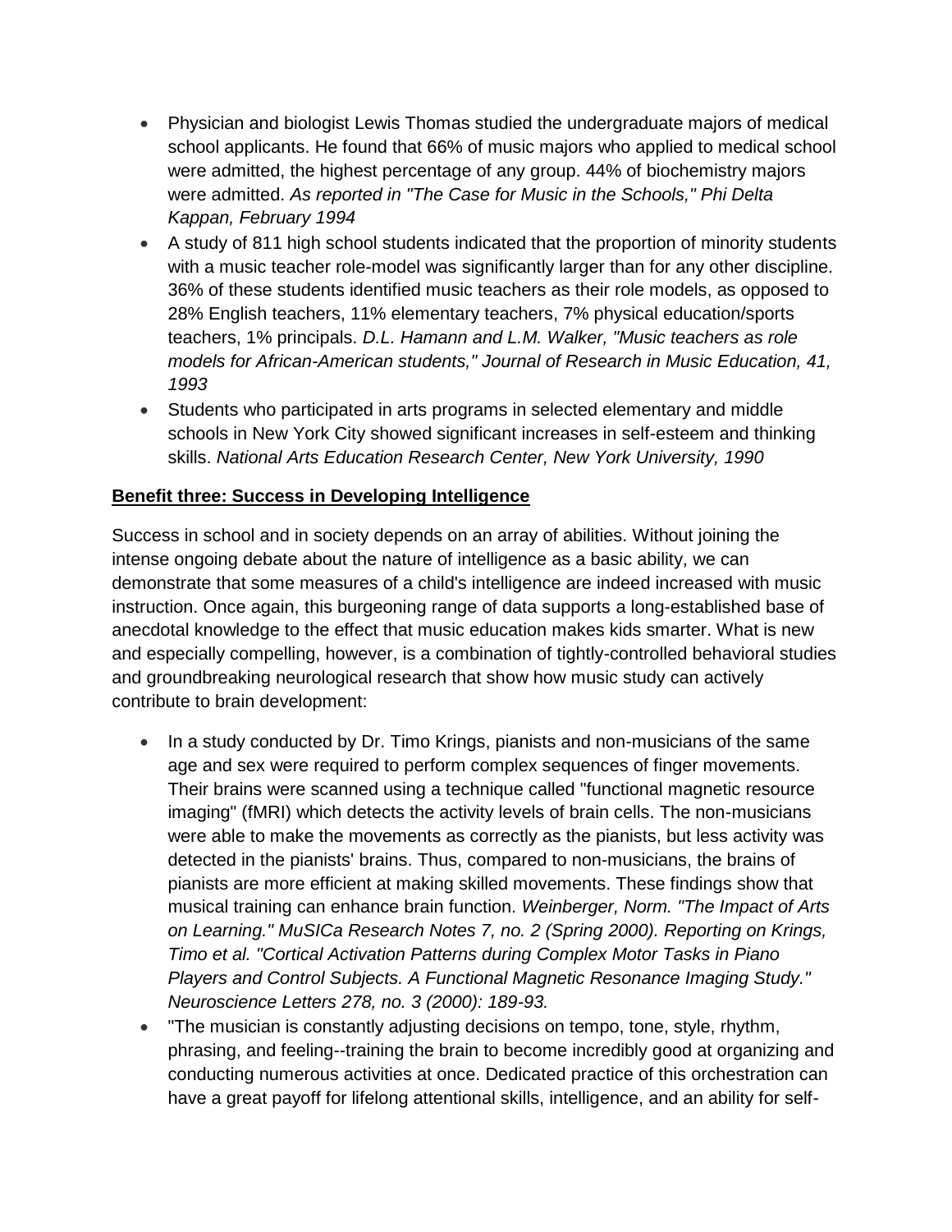- Physician and biologist Lewis Thomas studied the undergraduate majors of medical school applicants. He found that 66% of music majors who applied to medical school were admitted, the highest percentage of any group. 44% of biochemistry majors were admitted. *As reported in "The Case for Music in the Schools," Phi Delta Kappan, February 1994*
- A study of 811 high school students indicated that the proportion of minority students with a music teacher role-model was significantly larger than for any other discipline. 36% of these students identified music teachers as their role models, as opposed to 28% English teachers, 11% elementary teachers, 7% physical education/sports teachers, 1% principals. *D.L. Hamann and L.M. Walker, "Music teachers as role models for African-American students," Journal of Research in Music Education, 41, 1993*
- Students who participated in arts programs in selected elementary and middle schools in New York City showed significant increases in self-esteem and thinking skills. *National Arts Education Research Center, New York University, 1990*

**Benefit three: Success in Developing Intelligence**

Success in school and in society depends on an array of abilities. Without joining the intense ongoing debate about the nature of intelligence as a basic ability, we can demonstrate that some measures of a child's intelligence are indeed increased with music instruction. Once again, this burgeoning range of data supports a long-established base of anecdotal knowledge to the effect that music education makes kids smarter. What is new and especially compelling, however, is a combination of tightly-controlled behavioral studies and groundbreaking neurological research that show how music study can actively contribute to brain development:

- In a study conducted by Dr. Timo Krings, pianists and non-musicians of the same age and sex were required to perform complex sequences of finger movements. Their brains were scanned using a technique called "functional magnetic resource imaging" (fMRI) which detects the activity levels of brain cells. The non-musicians were able to make the movements as correctly as the pianists, but less activity was detected in the pianists' brains. Thus, compared to non-musicians, the brains of pianists are more efficient at making skilled movements. These findings show that musical training can enhance brain function. *Weinberger, Norm. "The Impact of Arts on Learning." MuSICa Research Notes 7, no. 2 (Spring 2000). Reporting on Krings, Timo et al. "Cortical Activation Patterns during Complex Motor Tasks in Piano Players and Control Subjects. A Functional Magnetic Resonance Imaging Study." Neuroscience Letters 278, no. 3 (2000): 189-93.*
- "The musician is constantly adjusting decisions on tempo, tone, style, rhythm, phrasing, and feeling--training the brain to become incredibly good at organizing and conducting numerous activities at once. Dedicated practice of this orchestration can have a great payoff for lifelong attentional skills, intelligence, and an ability for self-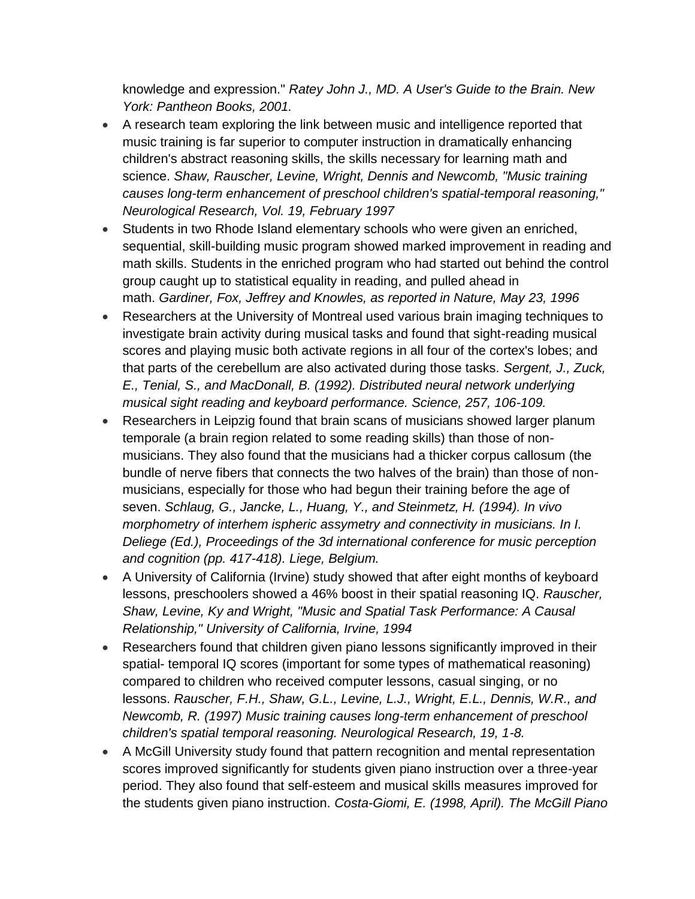knowledge and expression." *Ratey John J., MD. A User's Guide to the Brain. New York: Pantheon Books, 2001.*

- A research team exploring the link between music and intelligence reported that music training is far superior to computer instruction in dramatically enhancing children's abstract reasoning skills, the skills necessary for learning math and science. *Shaw, Rauscher, Levine, Wright, Dennis and Newcomb, "Music training causes long-term enhancement of preschool children's spatial-temporal reasoning," Neurological Research, Vol. 19, February 1997*
- Students in two Rhode Island elementary schools who were given an enriched, sequential, skill-building music program showed marked improvement in reading and math skills. Students in the enriched program who had started out behind the control group caught up to statistical equality in reading, and pulled ahead in math. *Gardiner, Fox, Jeffrey and Knowles, as reported in Nature, May 23, 1996*
- Researchers at the University of Montreal used various brain imaging techniques to investigate brain activity during musical tasks and found that sight-reading musical scores and playing music both activate regions in all four of the cortex's lobes; and that parts of the cerebellum are also activated during those tasks. *Sergent, J., Zuck, E., Tenial, S., and MacDonall, B. (1992). Distributed neural network underlying musical sight reading and keyboard performance. Science, 257, 106-109.*
- Researchers in Leipzig found that brain scans of musicians showed larger planum temporale (a brain region related to some reading skills) than those of non-musicians. They also found that the musicians had a thicker corpus callosum (the bundle of nerve fibers that connects the two halves of the brain) than those of non-musicians, especially for those who had begun their training before the age of seven. *Schlaug, G., Jancke, L., Huang, Y., and Steinmetz, H. (1994). In vivo morphometry of interhem ispheric assymetry and connectivity in musicians. In I. Deliege (Ed.), Proceedings of the 3d international conference for music perception and cognition (pp. 417-418). Liege, Belgium.*
- A University of California (Irvine) study showed that after eight months of keyboard lessons, preschoolers showed a 46% boost in their spatial reasoning IQ. *Rauscher, Shaw, Levine, Ky and Wright, "Music and Spatial Task Performance: A Causal Relationship," University of California, Irvine, 1994*
- Researchers found that children given piano lessons significantly improved in their spatial- temporal IQ scores (important for some types of mathematical reasoning) compared to children who received computer lessons, casual singing, or no lessons. *Rauscher, F.H., Shaw, G.L., Levine, L.J., Wright, E.L., Dennis, W.R., and Newcomb, R. (1997) Music training causes long-term enhancement of preschool children's spatial temporal reasoning. Neurological Research, 19, 1-8.*
- A McGill University study found that pattern recognition and mental representation scores improved significantly for students given piano instruction over a three-year period. They also found that self-esteem and musical skills measures improved for the students given piano instruction. *Costa-Giomi, E. (1998, April). The McGill Piano*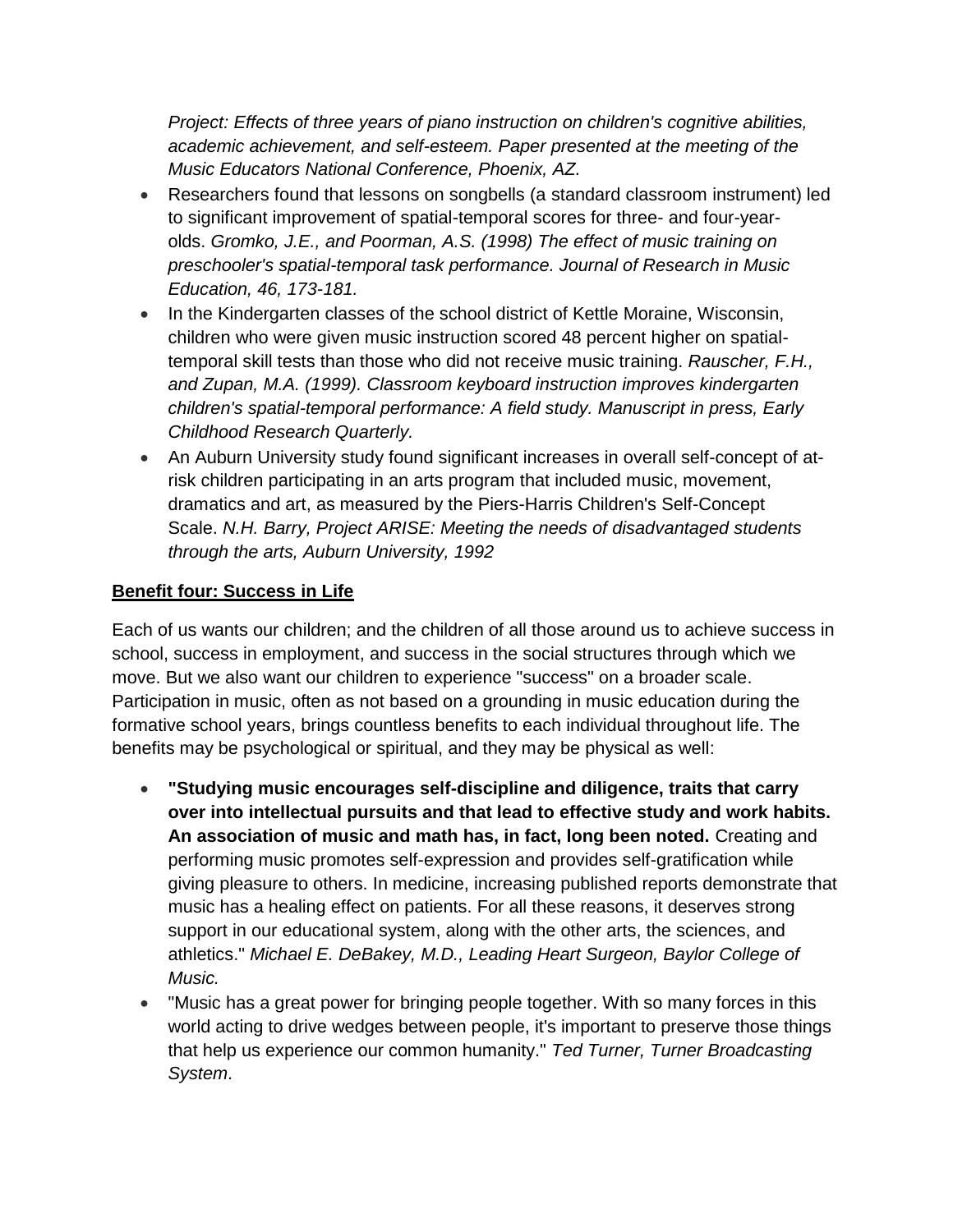*Project: Effects of three years of piano instruction on children's cognitive abilities, academic achievement, and self-esteem. Paper presented at the meeting of the Music Educators National Conference, Phoenix, AZ.*

- Researchers found that lessons on songbells (a standard classroom instrument) led to significant improvement of spatial-temporal scores for three- and four-year-olds. *Gromko, J.E., and Poorman, A.S. (1998) The effect of music training on preschooler's spatial-temporal task performance. Journal of Research in Music Education, 46, 173-181.*
- In the Kindergarten classes of the school district of Kettle Moraine, Wisconsin, children who were given music instruction scored 48 percent higher on spatial-temporal skill tests than those who did not receive music training. *Rauscher, F.H., and Zupan, M.A. (1999). Classroom keyboard instruction improves kindergarten children's spatial-temporal performance: A field study. Manuscript in press, Early Childhood Research Quarterly.*
- An Auburn University study found significant increases in overall self-concept of at-risk children participating in an arts program that included music, movement, dramatics and art, as measured by the Piers-Harris Children's Self-Concept Scale. *N.H. Barry, Project ARISE: Meeting the needs of disadvantaged students through the arts, Auburn University, 1992*

**Benefit four: Success in Life**

Each of us wants our children; and the children of all those around us to achieve success in school, success in employment, and success in the social structures through which we move. But we also want our children to experience "success" on a broader scale. Participation in music, often as not based on a grounding in music education during the formative school years, brings countless benefits to each individual throughout life. The benefits may be psychological or spiritual, and they may be physical as well:

- **"Studying music encourages self-discipline and diligence, traits that carry over into intellectual pursuits and that lead to effective study and work habits. An association of music and math has, in fact, long been noted.** Creating and performing music promotes self-expression and provides self-gratification while giving pleasure to others. In medicine, increasing published reports demonstrate that music has a healing effect on patients. For all these reasons, it deserves strong support in our educational system, along with the other arts, the sciences, and athletics." *Michael E. DeBakey, M.D., Leading Heart Surgeon, Baylor College of Music.*
- "Music has a great power for bringing people together. With so many forces in this world acting to drive wedges between people, it's important to preserve those things that help us experience our common humanity." *Ted Turner, Turner Broadcasting System*.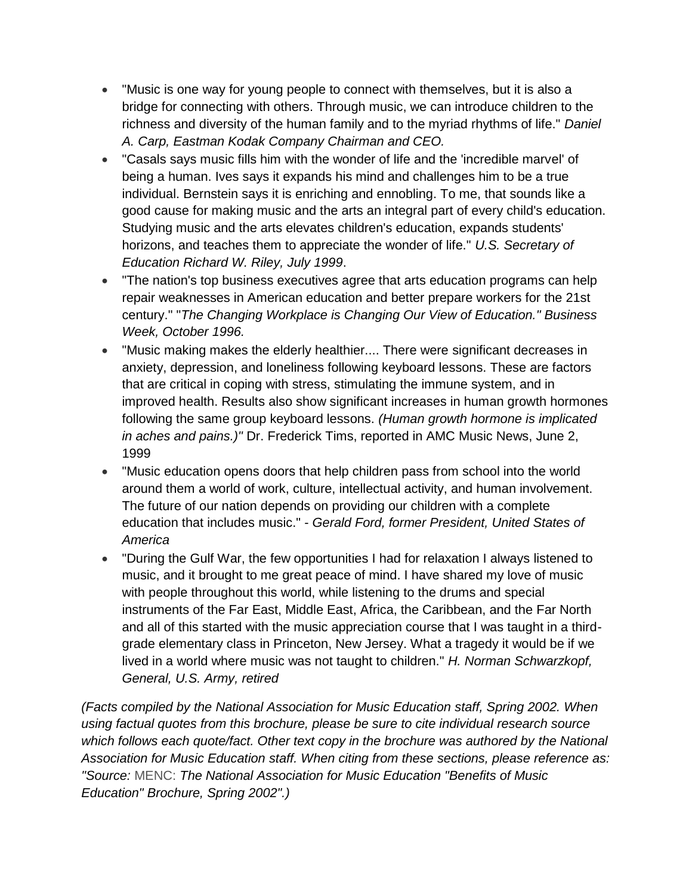- "Music is one way for young people to connect with themselves, but it is also a bridge for connecting with others. Through music, we can introduce children to the richness and diversity of the human family and to the myriad rhythms of life." *Daniel A. Carp, Eastman Kodak Company Chairman and CEO.*
- "Casals says music fills him with the wonder of life and the 'incredible marvel' of being a human. Ives says it expands his mind and challenges him to be a true individual. Bernstein says it is enriching and ennobling. To me, that sounds like a good cause for making music and the arts an integral part of every child's education. Studying music and the arts elevates children's education, expands students' horizons, and teaches them to appreciate the wonder of life." *U.S. Secretary of Education Richard W. Riley, July 1999*.
- "The nation's top business executives agree that arts education programs can help repair weaknesses in American education and better prepare workers for the 21st century." "*The Changing Workplace is Changing Our View of Education." Business Week, October 1996.*
- "Music making makes the elderly healthier.... There were significant decreases in anxiety, depression, and loneliness following keyboard lessons. These are factors that are critical in coping with stress, stimulating the immune system, and in improved health. Results also show significant increases in human growth hormones following the same group keyboard lessons. *(Human growth hormone is implicated in aches and pains.)"* Dr. Frederick Tims, reported in AMC Music News, June 2, 1999
- "Music education opens doors that help children pass from school into the world around them a world of work, culture, intellectual activity, and human involvement. The future of our nation depends on providing our children with a complete education that includes music." - *Gerald Ford, former President, United States of America*
- "During the Gulf War, the few opportunities I had for relaxation I always listened to music, and it brought to me great peace of mind. I have shared my love of music with people throughout this world, while listening to the drums and special instruments of the Far East, Middle East, Africa, the Caribbean, and the Far North and all of this started with the music appreciation course that I was taught in a third-grade elementary class in Princeton, New Jersey. What a tragedy it would be if we lived in a world where music was not taught to children." *H. Norman Schwarzkopf, General, U.S. Army, retired*

*(Facts compiled by the National Association for Music Education staff, Spring 2002. When using factual quotes from this brochure, please be sure to cite individual research source which follows each quote/fact. Other text copy in the brochure was authored by the National Association for Music Education staff. When citing from these sections, please reference as: "Source:* MENC: *The National Association for Music Education "Benefits of Music Education" Brochure, Spring 2002".)*